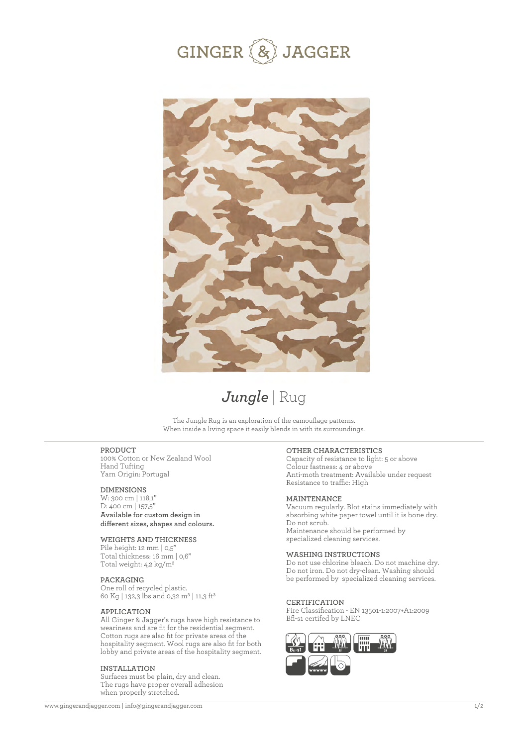# GINGER & JAGGER

## *Jungle* | Rug

The Jungle Rug is an exploration of the camouflage patterns.
When inside a living space it easily blends in with its surroundings.

### PRODUCT

100% Cotton or New Zealand Wool
Hand Tufting
Yarn Origin: Portugal

### DIMENSIONS

W: 300 cm | 118,1"
D: 400 cm | 157,5"
**Available for custom design in different sizes, shapes and colours.**

### WEIGHTS AND THICKNESS

Pile height: 12 mm | 0,5"
Total thickness: 16 mm | 0,6"
Total weight: 4,2 kg/m²

### PACKAGING

One roll of recycled plastic.
60 Kg | 132,3 lbs and 0,32 m³ | 11,3 ft³

### APPLICATION

All Ginger & Jagger's rugs have high resistance to weariness and are fit for the residential segment. Cotton rugs are also fit for private areas of the hospitality segment. Wool rugs are also fit for both lobby and private areas of the hospitality segment.

### INSTALLATION

Surfaces must be plain, dry and clean.
The rugs have proper overall adhesion when properly stretched.

### OTHER CHARACTERISTICS

Capacity of resistance to light: 5 or above
Colour fastness: 4 or above
Anti-moth treatment: Available under request
Resistance to traffic: High

### MAINTENANCE

Vacuum regularly. Blot stains immediately with absorbing white paper towel until it is bone dry.
Do not scrub.
Maintenance should be performed by specialized cleaning services.

### WASHING INSTRUCTIONS

Do not use chlorine bleach. Do not machine dry. Do not iron. Do not dry-clean. Washing should be performed by specialized cleaning services.

### CERTIFICATION

Fire Classification - EN 13501-1:2007+A1:2009
Bfl-s1 certifed by LNEC

www.gingerandjagger.com | info@gingerandjagger.com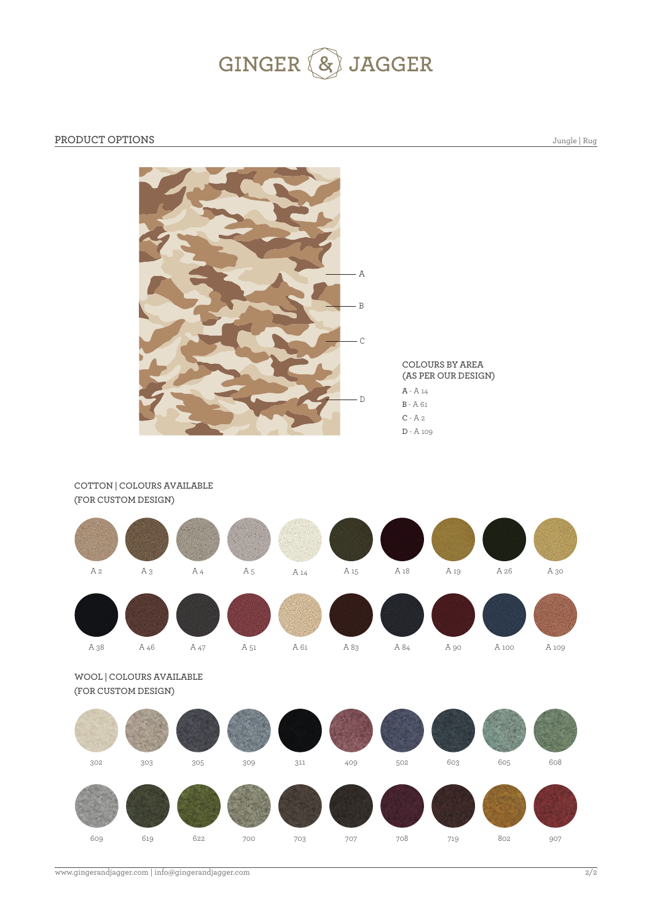# GINGER & JAGGER

## PRODUCT OPTIONS

Jungle | Rug

A

B

C

D

COLOURS BY AREA
(AS PER OUR DESIGN)

A - A 14
B - A 61
C - A 2
D - A 109

### COTTON | COLOURS AVAILABLE
(FOR CUSTOM DESIGN)

A 2, A 3, A 4, A 5, A 14, A 15, A 18, A 19, A 26, A 30

A 38, A 46, A 47, A 51, A 61, A 83, A 84, A 90, A 100, A 109

### WOOL | COLOURS AVAILABLE
(FOR CUSTOM DESIGN)

302, 303, 305, 309, 311, 409, 502, 603, 605, 608

609, 619, 622, 700, 703, 707, 708, 719, 802, 907

www.gingerandjagger.com | info@gingerandjagger.com